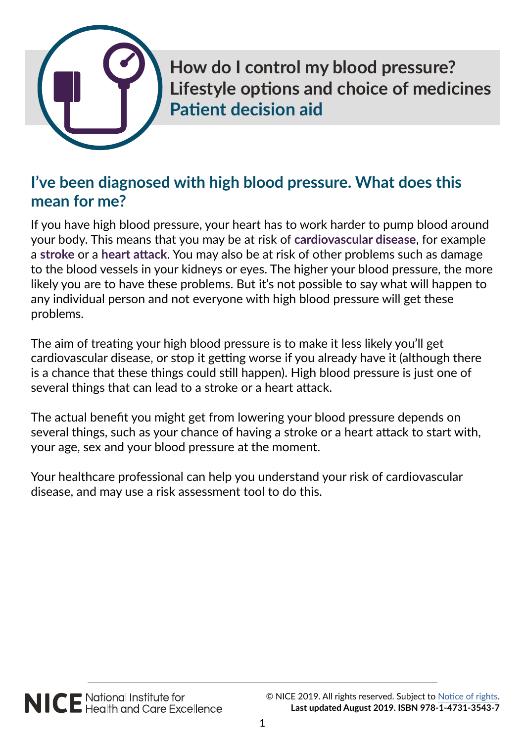# How do I control my blood pressure? Lifestyle options and choice of medicines

## Patient decision aid

## I've been diagnosed with high blood pressure. What does this mean for me?

If you have high blood pressure, your heart has to work harder to pump blood around your body. This means that you may be at risk of **cardiovascular disease**, for example a **stroke** or a **heart attack**. You may also be at risk of other problems such as damage to the blood vessels in your kidneys or eyes. The higher your blood pressure, the more likely you are to have these problems. But it's not possible to say what will happen to any individual person and not everyone with high blood pressure will get these problems.

The aim of treating your high blood pressure is to make it less likely you'll get cardiovascular disease, or stop it getting worse if you already have it (although there is a chance that these things could still happen). High blood pressure is just one of several things that can lead to a stroke or a heart attack.

The actual benefit you might get from lowering your blood pressure depends on several things, such as your chance of having a stroke or a heart attack to start with, your age, sex and your blood pressure at the moment.

Your healthcare professional can help you understand your risk of cardiovascular disease, and may use a risk assessment tool to do this.

NICE National Institute for Health and Care Excellence

© NICE 2019. All rights reserved. Subject to Notice of rights.
**Last updated August 2019. ISBN 978-1-4731-3543-7**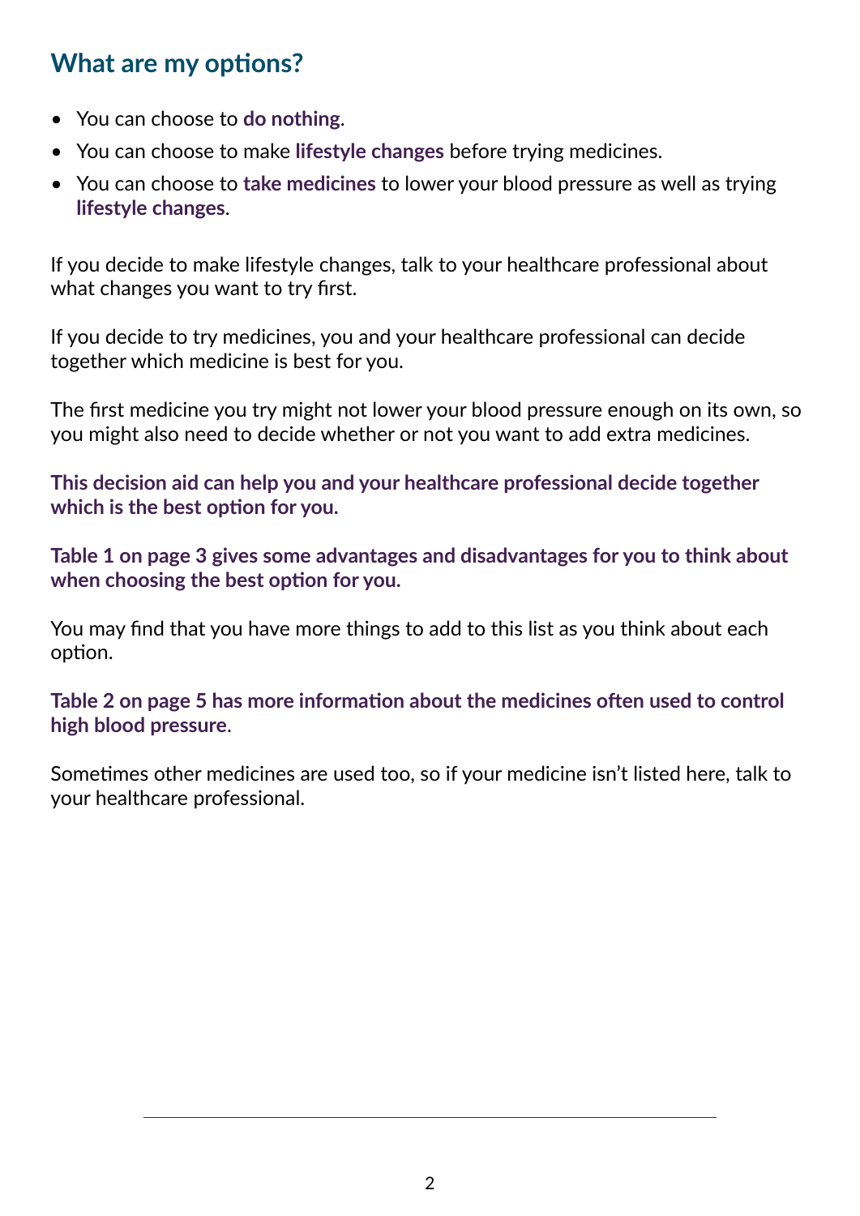## What are my options?

- You can choose to **do nothing**.
- You can choose to make **lifestyle changes** before trying medicines.
- You can choose to **take medicines** to lower your blood pressure as well as trying **lifestyle changes**.

If you decide to make lifestyle changes, talk to your healthcare professional about what changes you want to try first.

If you decide to try medicines, you and your healthcare professional can decide together which medicine is best for you.

The first medicine you try might not lower your blood pressure enough on its own, so you might also need to decide whether or not you want to add extra medicines.

**This decision aid can help you and your healthcare professional decide together which is the best option for you.**

**Table 1 on page 3 gives some advantages and disadvantages for you to think about when choosing the best option for you.**

You may find that you have more things to add to this list as you think about each option.

**Table 2 on page 5 has more information about the medicines often used to control high blood pressure**.

Sometimes other medicines are used too, so if your medicine isn't listed here, talk to your healthcare professional.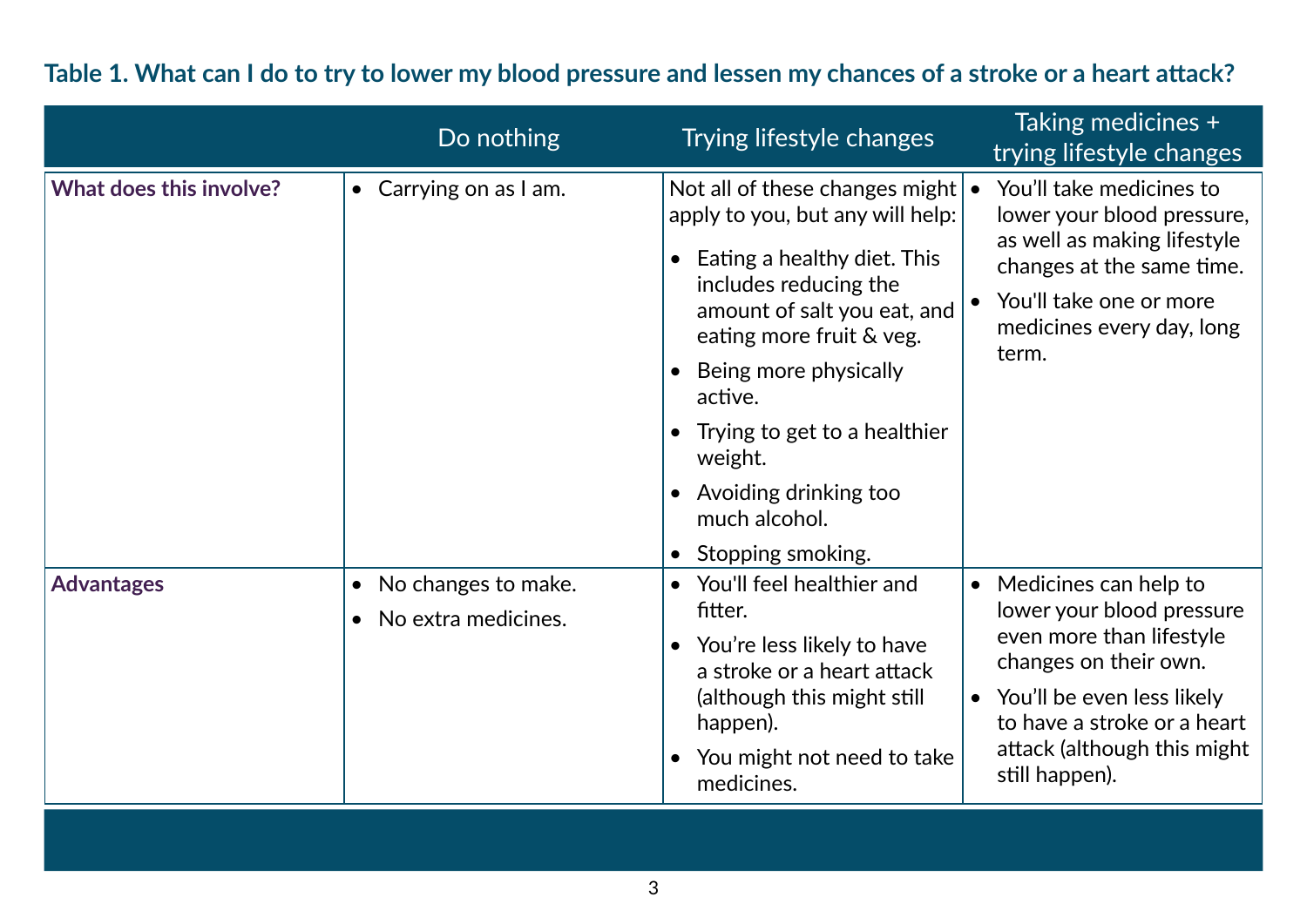**Table 1. What can I do to try to lower my blood pressure and lessen my chances of a stroke or a heart attack?**

| | Do nothing | Trying lifestyle changes | Taking medicines + trying lifestyle changes |
|---|---|---|---|
| **What does this involve?** | • Carrying on as I am. | Not all of these changes might apply to you, but any will help:<br>• Eating a healthy diet. This includes reducing the amount of salt you eat, and eating more fruit & veg.<br>• Being more physically active.<br>• Trying to get to a healthier weight.<br>• Avoiding drinking too much alcohol.<br>• Stopping smoking. | • You'll take medicines to lower your blood pressure, as well as making lifestyle changes at the same time.<br>• You'll take one or more medicines every day, long term. |
| **Advantages** | • No changes to make.<br>• No extra medicines. | • You'll feel healthier and fitter.<br>• You're less likely to have a stroke or a heart attack (although this might still happen).<br>• You might not need to take medicines. | • Medicines can help to lower your blood pressure even more than lifestyle changes on their own.<br>• You'll be even less likely to have a stroke or a heart attack (although this might still happen). |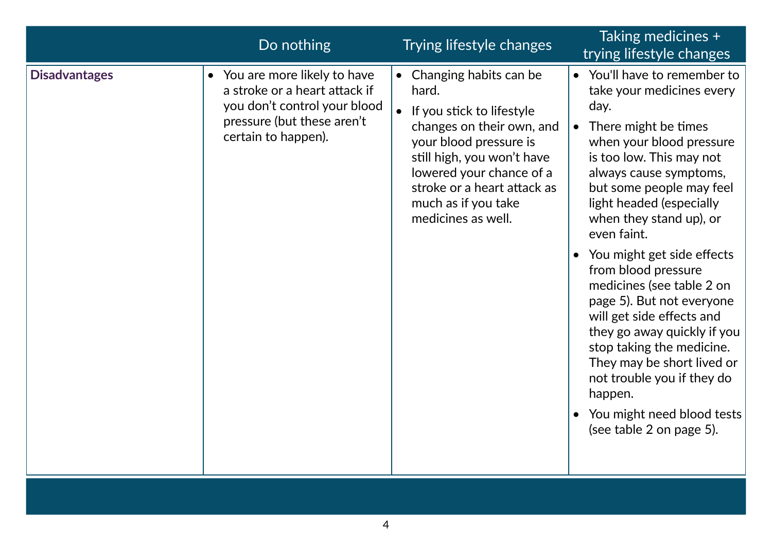| | Do nothing | Trying lifestyle changes | Taking medicines + trying lifestyle changes |
|---|---|---|---|
| **Disadvantages** | • You are more likely to have a stroke or a heart attack if you don't control your blood pressure (but these aren't certain to happen). | • Changing habits can be hard.<br>• If you stick to lifestyle changes on their own, and your blood pressure is still high, you won't have lowered your chance of a stroke or a heart attack as much as if you take medicines as well. | • You'll have to remember to take your medicines every day.<br>• There might be times when your blood pressure is too low. This may not always cause symptoms, but some people may feel light headed (especially when they stand up), or even faint.<br>• You might get side effects from blood pressure medicines (see table 2 on page 5). But not everyone will get side effects and they go away quickly if you stop taking the medicine. They may be short lived or not trouble you if they do happen.<br>• You might need blood tests (see table 2 on page 5). |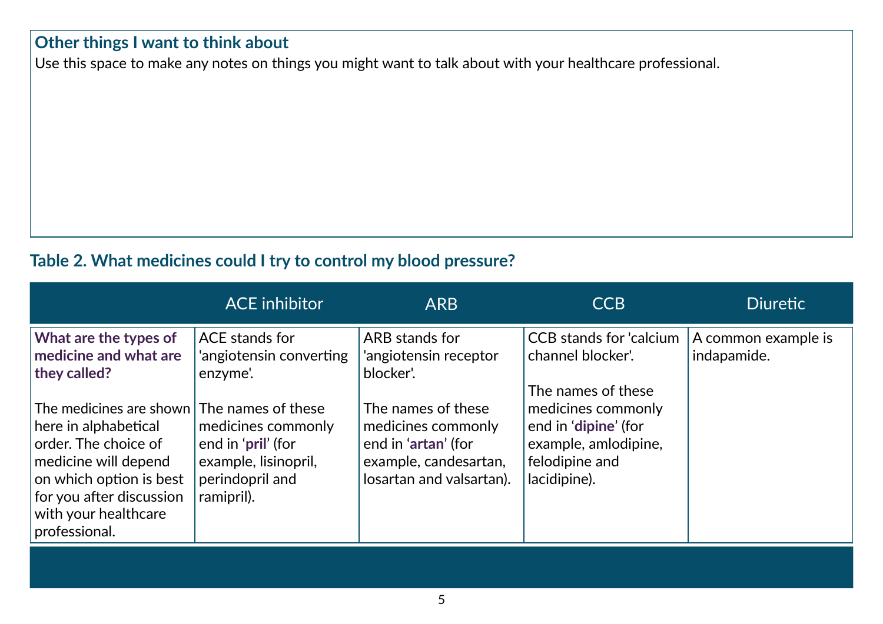## Other things I want to think about

Use this space to make any notes on things you might want to talk about with your healthcare professional.

## Table 2. What medicines could I try to control my blood pressure?

| | ACE inhibitor | ARB | CCB | Diuretic |
|---|---|---|---|---|
| **What are the types of medicine and what are they called?**<br><br>The medicines are shown here in alphabetical order. The choice of medicine will depend on which option is best for you after discussion with your healthcare professional. | ACE stands for 'angiotensin converting enzyme'.<br><br>The names of these medicines commonly end in '**pril**' (for example, lisinopril, perindopril and ramipril). | ARB stands for 'angiotensin receptor blocker'.<br><br>The names of these medicines commonly end in '**artan**' (for example, candesartan, losartan and valsartan). | CCB stands for 'calcium channel blocker'.<br><br>The names of these medicines commonly end in '**dipine**' (for example, amlodipine, felodipine and lacidipine). | A common example is indapamide. |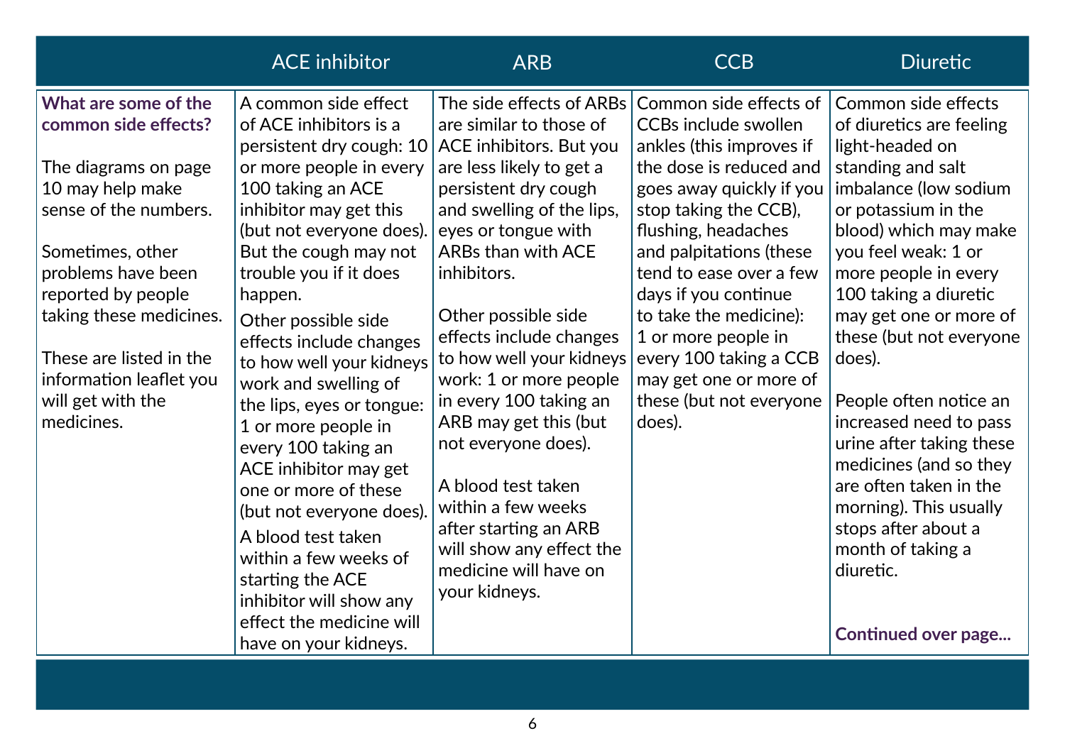| | ACE inhibitor | ARB | CCB | Diuretic |
|---|---|---|---|---|
| **What are some of the common side effects?**<br><br>The diagrams on page 10 may help make sense of the numbers.<br><br>Sometimes, other problems have been reported by people taking these medicines.<br><br>These are listed in the information leaflet you will get with the medicines. | A common side effect of ACE inhibitors is a persistent dry cough: 10 or more people in every 100 taking an ACE inhibitor may get this (but not everyone does). But the cough may not trouble you if it does happen.<br><br>Other possible side effects include changes to how well your kidneys work and swelling of the lips, eyes or tongue: 1 or more people in every 100 taking an ACE inhibitor may get one or more of these (but not everyone does).<br><br>A blood test taken within a few weeks of starting the ACE inhibitor will show any effect the medicine will have on your kidneys. | The side effects of ARBs are similar to those of ACE inhibitors. But you are less likely to get a persistent dry cough and swelling of the lips, eyes or tongue with ARBs than with ACE inhibitors.<br><br>Other possible side effects include changes to how well your kidneys work: 1 or more people in every 100 taking an ARB may get this (but not everyone does).<br><br>A blood test taken within a few weeks after starting an ARB will show any effect the medicine will have on your kidneys. | Common side effects of CCBs include swollen ankles (this improves if the dose is reduced and goes away quickly if you stop taking the CCB), flushing, headaches and palpitations (these tend to ease over a few days if you continue to take the medicine): 1 or more people in every 100 taking a CCB may get one or more of these (but not everyone does). | Common side effects of diuretics are feeling light-headed on standing and salt imbalance (low sodium or potassium in the blood) which may make you feel weak: 1 or more people in every 100 taking a diuretic may get one or more of these (but not everyone does).<br><br>People often notice an increased need to pass urine after taking these medicines (and so they are often taken in the morning). This usually stops after about a month of taking a diuretic.<br><br>**Continued over page...** |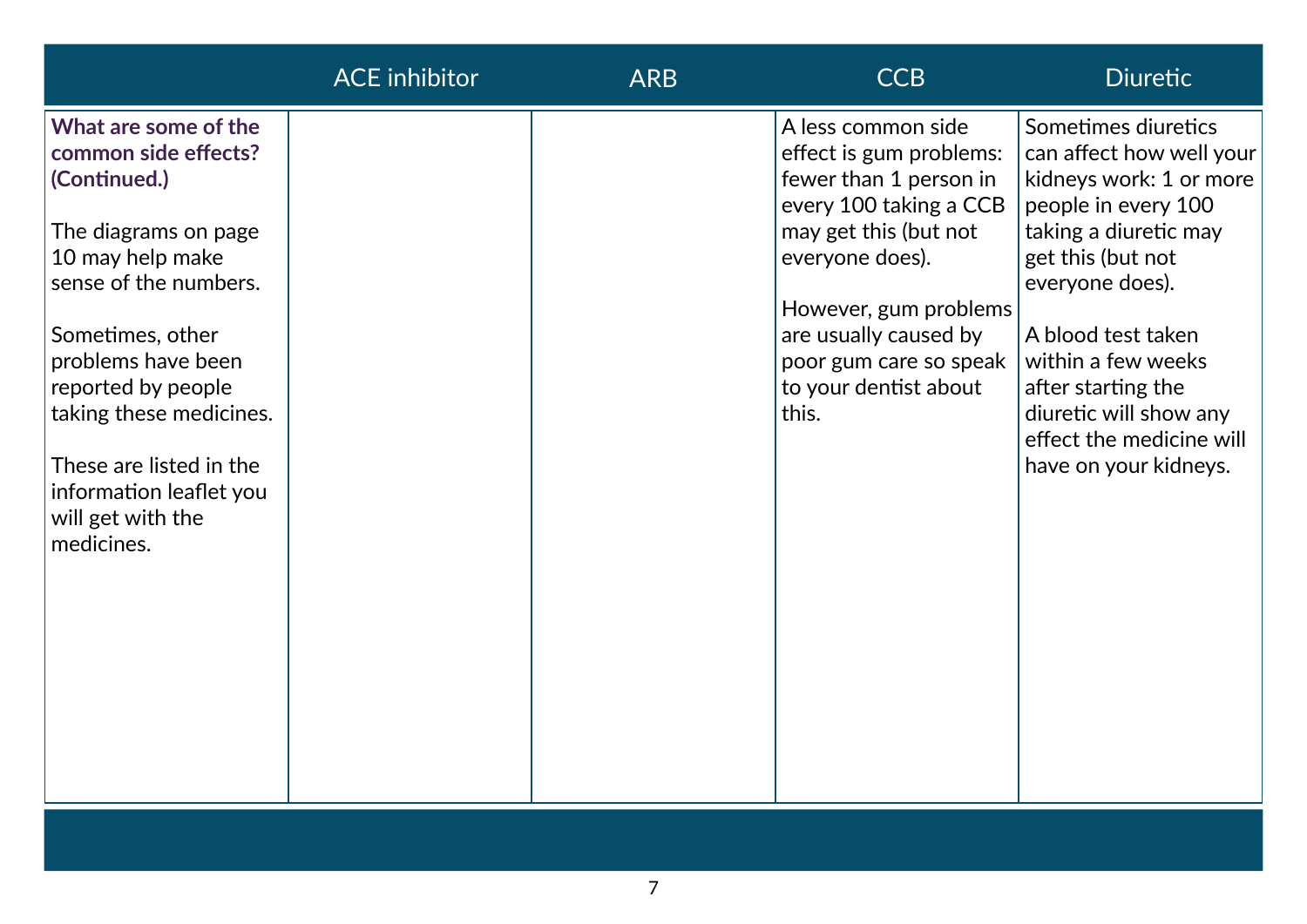| | ACE inhibitor | ARB | CCB | Diuretic |
|---|---|---|---|---|
| **What are some of the common side effects? (Continued.)**<br><br>The diagrams on page 10 may help make sense of the numbers.<br><br>Sometimes, other problems have been reported by people taking these medicines.<br><br>These are listed in the information leaflet you will get with the medicines. | | | A less common side effect is gum problems: fewer than 1 person in every 100 taking a CCB may get this (but not everyone does).<br><br>However, gum problems are usually caused by poor gum care so speak to your dentist about this. | Sometimes diuretics can affect how well your kidneys work: 1 or more people in every 100 taking a diuretic may get this (but not everyone does).<br><br>A blood test taken within a few weeks after starting the diuretic will show any effect the medicine will have on your kidneys. |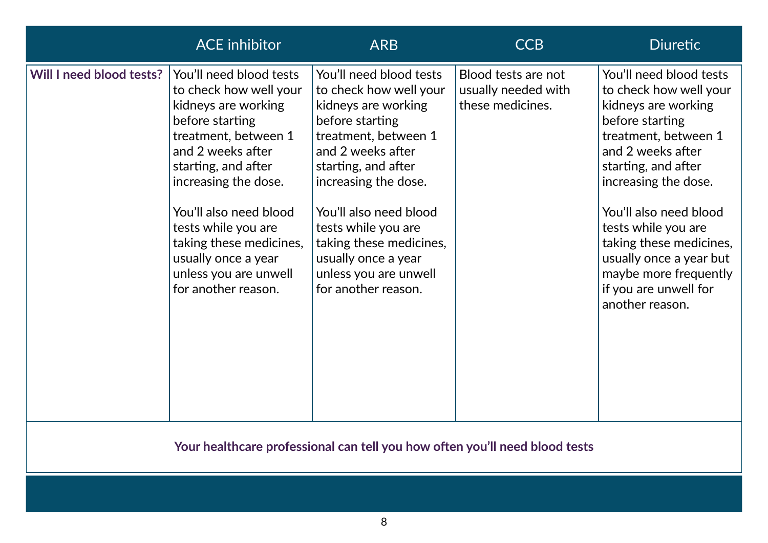| | ACE inhibitor | ARB | CCB | Diuretic |
|---|---|---|---|---|
| **Will I need blood tests?** | You'll need blood tests to check how well your kidneys are working before starting treatment, between 1 and 2 weeks after starting, and after increasing the dose.<br><br>You'll also need blood tests while you are taking these medicines, usually once a year unless you are unwell for another reason. | You'll need blood tests to check how well your kidneys are working before starting treatment, between 1 and 2 weeks after starting, and after increasing the dose.<br><br>You'll also need blood tests while you are taking these medicines, usually once a year unless you are unwell for another reason. | Blood tests are not usually needed with these medicines. | You'll need blood tests to check how well your kidneys are working before starting treatment, between 1 and 2 weeks after starting, and after increasing the dose.<br><br>You'll also need blood tests while you are taking these medicines, usually once a year but maybe more frequently if you are unwell for another reason. |
| **Your healthcare professional can tell you how often you'll need blood tests** | | | | |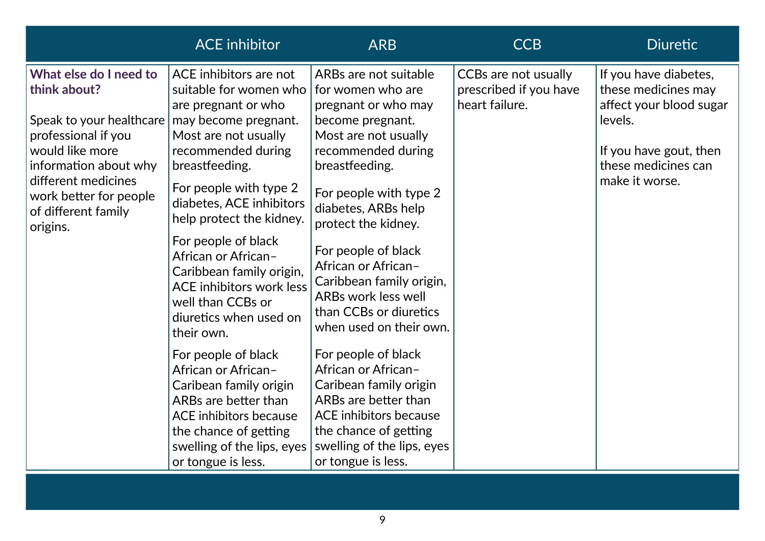| | ACE inhibitor | ARB | CCB | Diuretic |
|---|---|---|---|---|
| **What else do I need to think about?** Speak to your healthcare professional if you would like more information about why different medicines work better for people of different family origins. | ACE inhibitors are not suitable for women who are pregnant or who may become pregnant. Most are not usually recommended during breastfeeding. For people with type 2 diabetes, ACE inhibitors help protect the kidney. For people of black African or African–Caribbean family origin, ACE inhibitors work less well than CCBs or diuretics when used on their own. For people of black African or African–Caribean family origin ARBs are better than ACE inhibitors because the chance of getting swelling of the lips, eyes or tongue is less. | ARBs are not suitable for women who are pregnant or who may become pregnant. Most are not usually recommended during breastfeeding. For people with type 2 diabetes, ARBs help protect the kidney. For people of black African or African–Caribbean family origin, ARBs work less well than CCBs or diuretics when used on their own. For people of black African or African–Caribean family origin ARBs are better than ACE inhibitors because the chance of getting swelling of the lips, eyes or tongue is less. | CCBs are not usually prescribed if you have heart failure. | If you have diabetes, these medicines may affect your blood sugar levels. If you have gout, then these medicines can make it worse. |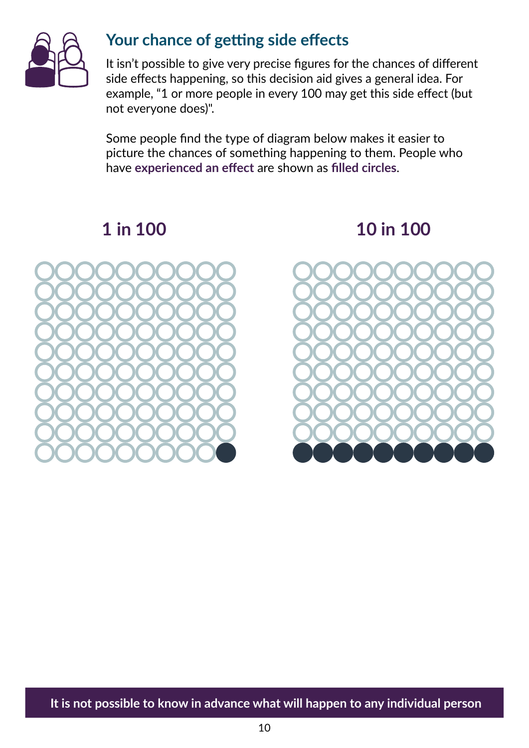## Your chance of getting side effects

It isn't possible to give very precise figures for the chances of different side effects happening, so this decision aid gives a general idea. For example, "1 or more people in every 100 may get this side effect (but not everyone does)".

Some people find the type of diagram below makes it easier to picture the chances of something happening to them. People who have **experienced an effect** are shown as **filled circles**.

**1 in 100**

**10 in 100**

**It is not possible to know in advance what will happen to any individual person**